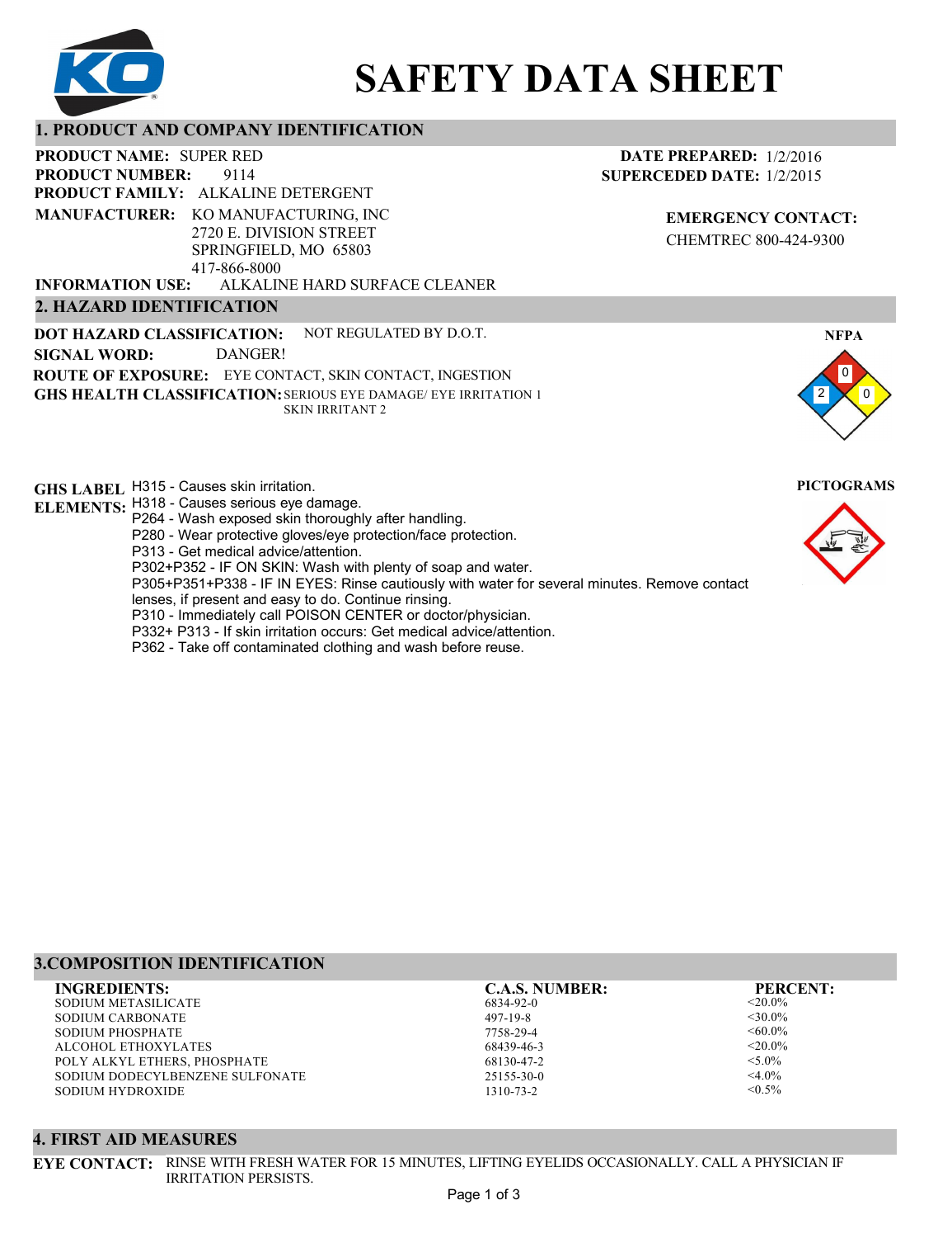# SAFETY DATA SHEET

## 1. PRODUCT AND COMPANY IDENTIFICATION

**PRODUCT NAME:** SUPER RED
**PRODUCT NUMBER:** 9114
**PRODUCT FAMILY:** ALKALINE DETERGENT
**MANUFACTURER:** KO MANUFACTURING, INC
2720 E. DIVISION STREET
SPRINGFIELD, MO 65803
417-866-8000
**INFORMATION USE:** ALKALINE HARD SURFACE CLEANER

**DATE PREPARED:** 1/2/2016
**SUPERCEDED DATE:** 1/2/2015

**EMERGENCY CONTACT:**
CHEMTREC 800-424-9300

## 2. HAZARD IDENTIFICATION

**DOT HAZARD CLASSIFICATION:** NOT REGULATED BY D.O.T.
**SIGNAL WORD:** DANGER!
**ROUTE OF EXPOSURE:** EYE CONTACT, SKIN CONTACT, INGESTION
**GHS HEALTH CLASSIFICATION:** SERIOUS EYE DAMAGE/ EYE IRRITATION 1
SKIN IRRITANT 2

**NFPA**

Health: 2, Flammability: 0, Reactivity: 0

**GHS LABEL ELEMENTS:**
H315 - Causes skin irritation.
H318 - Causes serious eye damage.
P264 - Wash exposed skin thoroughly after handling.
P280 - Wear protective gloves/eye protection/face protection.
P313 - Get medical advice/attention.
P302+P352 - IF ON SKIN: Wash with plenty of soap and water.
P305+P351+P338 - IF IN EYES: Rinse cautiously with water for several minutes. Remove contact lenses, if present and easy to do. Continue rinsing.
P310 - Immediately call POISON CENTER or doctor/physician.
P332+ P313 - If skin irritation occurs: Get medical advice/attention.
P362 - Take off contaminated clothing and wash before reuse.

**PICTOGRAMS**

## 3.COMPOSITION IDENTIFICATION

| INGREDIENTS: | C.A.S. NUMBER: | PERCENT: |
|---|---|---|
| SODIUM METASILICATE | 6834-92-0 | <20.0% |
| SODIUM CARBONATE | 497-19-8 | <30.0% |
| SODIUM PHOSPHATE | 7758-29-4 | <60.0% |
| ALCOHOL ETHOXYLATES | 68439-46-3 | <20.0% |
| POLY ALKYL ETHERS, PHOSPHATE | 68130-47-2 | <5.0% |
| SODIUM DODECYLBENZENE SULFONATE | 25155-30-0 | <4.0% |
| SODIUM HYDROXIDE | 1310-73-2 | <0.5% |

## 4. FIRST AID MEASURES

**EYE CONTACT:** RINSE WITH FRESH WATER FOR 15 MINUTES, LIFTING EYELIDS OCCASIONALLY. CALL A PHYSICIAN IF IRRITATION PERSISTS.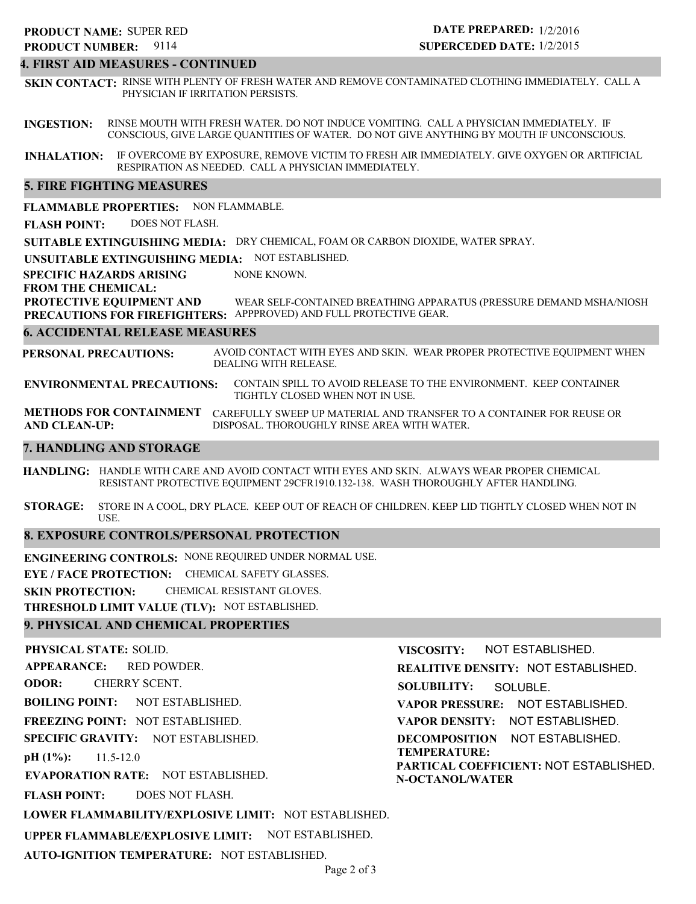**PRODUCT NAME:** SUPER RED
**PRODUCT NUMBER:** 9114

**DATE PREPARED:** 1/2/2016
**SUPERCEDED DATE:** 1/2/2015

## 4. FIRST AID MEASURES - CONTINUED

**SKIN CONTACT:** RINSE WITH PLENTY OF FRESH WATER AND REMOVE CONTAMINATED CLOTHING IMMEDIATELY. CALL A PHYSICIAN IF IRRITATION PERSISTS.

**INGESTION:** RINSE MOUTH WITH FRESH WATER. DO NOT INDUCE VOMITING. CALL A PHYSICIAN IMMEDIATELY. IF CONSCIOUS, GIVE LARGE QUANTITIES OF WATER. DO NOT GIVE ANYTHING BY MOUTH IF UNCONSCIOUS.

**INHALATION:** IF OVERCOME BY EXPOSURE, REMOVE VICTIM TO FRESH AIR IMMEDIATELY. GIVE OXYGEN OR ARTIFICIAL RESPIRATION AS NEEDED. CALL A PHYSICIAN IMMEDIATELY.

## 5. FIRE FIGHTING MEASURES

**FLAMMABLE PROPERTIES:** NON FLAMMABLE.

**FLASH POINT:** DOES NOT FLASH.

**SUITABLE EXTINGUISHING MEDIA:** DRY CHEMICAL, FOAM OR CARBON DIOXIDE, WATER SPRAY.

**UNSUITABLE EXTINGUISHING MEDIA:** NOT ESTABLISHED.

**SPECIFIC HAZARDS ARISING FROM THE CHEMICAL:** NONE KNOWN.

**PROTECTIVE EQUIPMENT AND PRECAUTIONS FOR FIREFIGHTERS:** WEAR SELF-CONTAINED BREATHING APPARATUS (PRESSURE DEMAND MSHA/NIOSH APPPROVED) AND FULL PROTECTIVE GEAR.

## 6. ACCIDENTAL RELEASE MEASURES

**PERSONAL PRECAUTIONS:** AVOID CONTACT WITH EYES AND SKIN. WEAR PROPER PROTECTIVE EQUIPMENT WHEN DEALING WITH RELEASE.

**ENVIRONMENTAL PRECAUTIONS:** CONTAIN SPILL TO AVOID RELEASE TO THE ENVIRONMENT. KEEP CONTAINER TIGHTLY CLOSED WHEN NOT IN USE.

**METHODS FOR CONTAINMENT AND CLEAN-UP:** CAREFULLY SWEEP UP MATERIAL AND TRANSFER TO A CONTAINER FOR REUSE OR DISPOSAL. THOROUGHLY RINSE AREA WITH WATER.

## 7. HANDLING AND STORAGE

**HANDLING:** HANDLE WITH CARE AND AVOID CONTACT WITH EYES AND SKIN. ALWAYS WEAR PROPER CHEMICAL RESISTANT PROTECTIVE EQUIPMENT 29CFR1910.132-138. WASH THOROUGHLY AFTER HANDLING.

**STORAGE:** STORE IN A COOL, DRY PLACE. KEEP OUT OF REACH OF CHILDREN. KEEP LID TIGHTLY CLOSED WHEN NOT IN USE.

## 8. EXPOSURE CONTROLS/PERSONAL PROTECTION

**ENGINEERING CONTROLS:** NONE REQUIRED UNDER NORMAL USE.

**EYE / FACE PROTECTION:** CHEMICAL SAFETY GLASSES.

**SKIN PROTECTION:** CHEMICAL RESISTANT GLOVES.

**THRESHOLD LIMIT VALUE (TLV):** NOT ESTABLISHED.

## 9. PHYSICAL AND CHEMICAL PROPERTIES

**PHYSICAL STATE:** SOLID.

**APPEARANCE:** RED POWDER.

**ODOR:** CHERRY SCENT.

**BOILING POINT:** NOT ESTABLISHED.

**FREEZING POINT:** NOT ESTABLISHED.

**SPECIFIC GRAVITY:** NOT ESTABLISHED.

**pH (1%):** 11.5-12.0

**EVAPORATION RATE:** NOT ESTABLISHED.

**FLASH POINT:** DOES NOT FLASH.

**LOWER FLAMMABILITY/EXPLOSIVE LIMIT:** NOT ESTABLISHED.

**UPPER FLAMMABLE/EXPLOSIVE LIMIT:** NOT ESTABLISHED.

**AUTO-IGNITION TEMPERATURE:** NOT ESTABLISHED.

**VISCOSITY:** NOT ESTABLISHED.

**REALITIVE DENSITY:** NOT ESTABLISHED.

**SOLUBILITY:** SOLUBLE.

**VAPOR PRESSURE:** NOT ESTABLISHED.

**VAPOR DENSITY:** NOT ESTABLISHED.

**DECOMPOSITION TEMPERATURE:** NOT ESTABLISHED.

**PARTICAL COEFFICIENT: N-OCTANOL/WATER** NOT ESTABLISHED.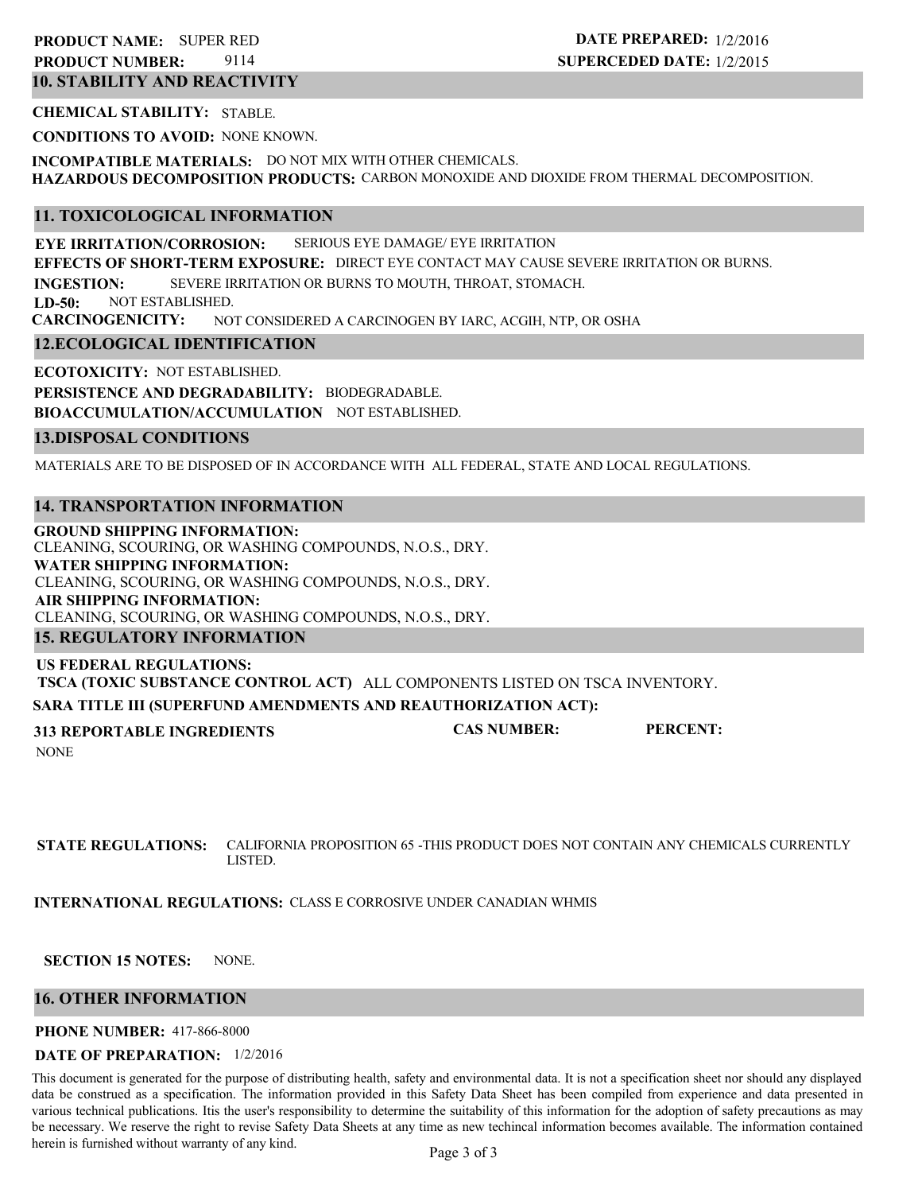**PRODUCT NAME:** SUPER RED
**PRODUCT NUMBER:** 9114

**DATE PREPARED:** 1/2/2016
**SUPERCEDED DATE:** 1/2/2015

## 10. STABILITY AND REACTIVITY

**CHEMICAL STABILITY:** STABLE.

**CONDITIONS TO AVOID:** NONE KNOWN.

**INCOMPATIBLE MATERIALS:** DO NOT MIX WITH OTHER CHEMICALS.

**HAZARDOUS DECOMPOSITION PRODUCTS:** CARBON MONOXIDE AND DIOXIDE FROM THERMAL DECOMPOSITION.

## 11. TOXICOLOGICAL INFORMATION

**EYE IRRITATION/CORROSION:** SERIOUS EYE DAMAGE/ EYE IRRITATION

**EFFECTS OF SHORT-TERM EXPOSURE:** DIRECT EYE CONTACT MAY CAUSE SEVERE IRRITATION OR BURNS.

**INGESTION:** SEVERE IRRITATION OR BURNS TO MOUTH, THROAT, STOMACH.

**LD-50:** NOT ESTABLISHED.

**CARCINOGENICITY:** NOT CONSIDERED A CARCINOGEN BY IARC, ACGIH, NTP, OR OSHA

## 12.ECOLOGICAL IDENTIFICATION

**ECOTOXICITY:** NOT ESTABLISHED.

**PERSISTENCE AND DEGRADABILITY:** BIODEGRADABLE.

**BIOACCUMULATION/ACCUMULATION** NOT ESTABLISHED.

## 13.DISPOSAL CONDITIONS

MATERIALS ARE TO BE DISPOSED OF IN ACCORDANCE WITH ALL FEDERAL, STATE AND LOCAL REGULATIONS.

## 14. TRANSPORTATION INFORMATION

**GROUND SHIPPING INFORMATION:**
CLEANING, SCOURING, OR WASHING COMPOUNDS, N.O.S., DRY.

**WATER SHIPPING INFORMATION:**
CLEANING, SCOURING, OR WASHING COMPOUNDS, N.O.S., DRY.

**AIR SHIPPING INFORMATION:**
CLEANING, SCOURING, OR WASHING COMPOUNDS, N.O.S., DRY.

## 15. REGULATORY INFORMATION

**US FEDERAL REGULATIONS:**

**TSCA (TOXIC SUBSTANCE CONTROL ACT)** ALL COMPONENTS LISTED ON TSCA INVENTORY.

**SARA TITLE III (SUPERFUND AMENDMENTS AND REAUTHORIZATION ACT):**

| 313 REPORTABLE INGREDIENTS | CAS NUMBER: | PERCENT: |
|---|---|---|
| NONE | | |

**STATE REGULATIONS:** CALIFORNIA PROPOSITION 65 -THIS PRODUCT DOES NOT CONTAIN ANY CHEMICALS CURRENTLY LISTED.

**INTERNATIONAL REGULATIONS:** CLASS E CORROSIVE UNDER CANADIAN WHMIS

**SECTION 15 NOTES:** NONE.

## 16. OTHER INFORMATION

**PHONE NUMBER:** 417-866-8000

**DATE OF PREPARATION:** 1/2/2016

This document is generated for the purpose of distributing health, safety and environmental data. It is not a specification sheet nor should any displayed data be construed as a specification. The information provided in this Safety Data Sheet has been compiled from experience and data presented in various technical publications. Itis the user's responsibility to determine the suitability of this information for the adoption of safety precautions as may be necessary. We reserve the right to revise Safety Data Sheets at any time as new techincal information becomes available. The information contained herein is furnished without warranty of any kind.